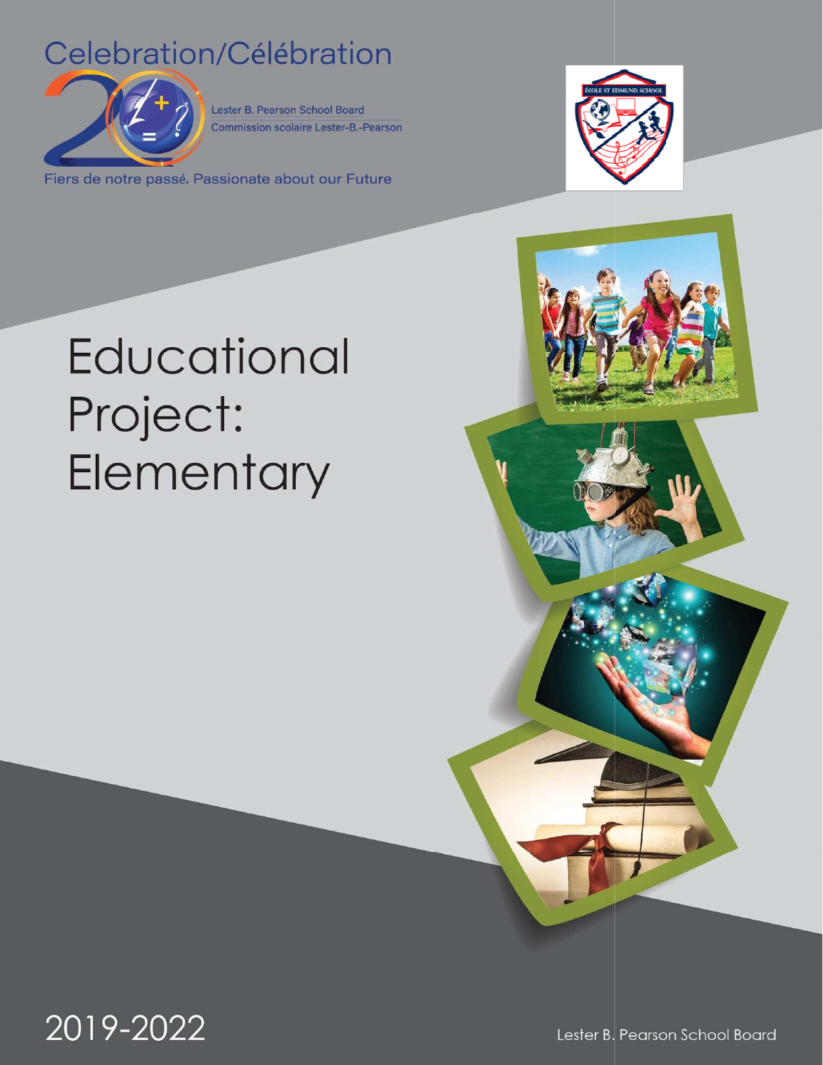Celebration/Célébration

Lester B. Pearson School Board

Commission scolaire Lester-B.-Pearson

Fiers de notre passé. Passionate about our Future

ÉCOLE ST EDMUND SCHOOL

# Educational Project: Elementary

2019-2022

Lester B. Pearson School Board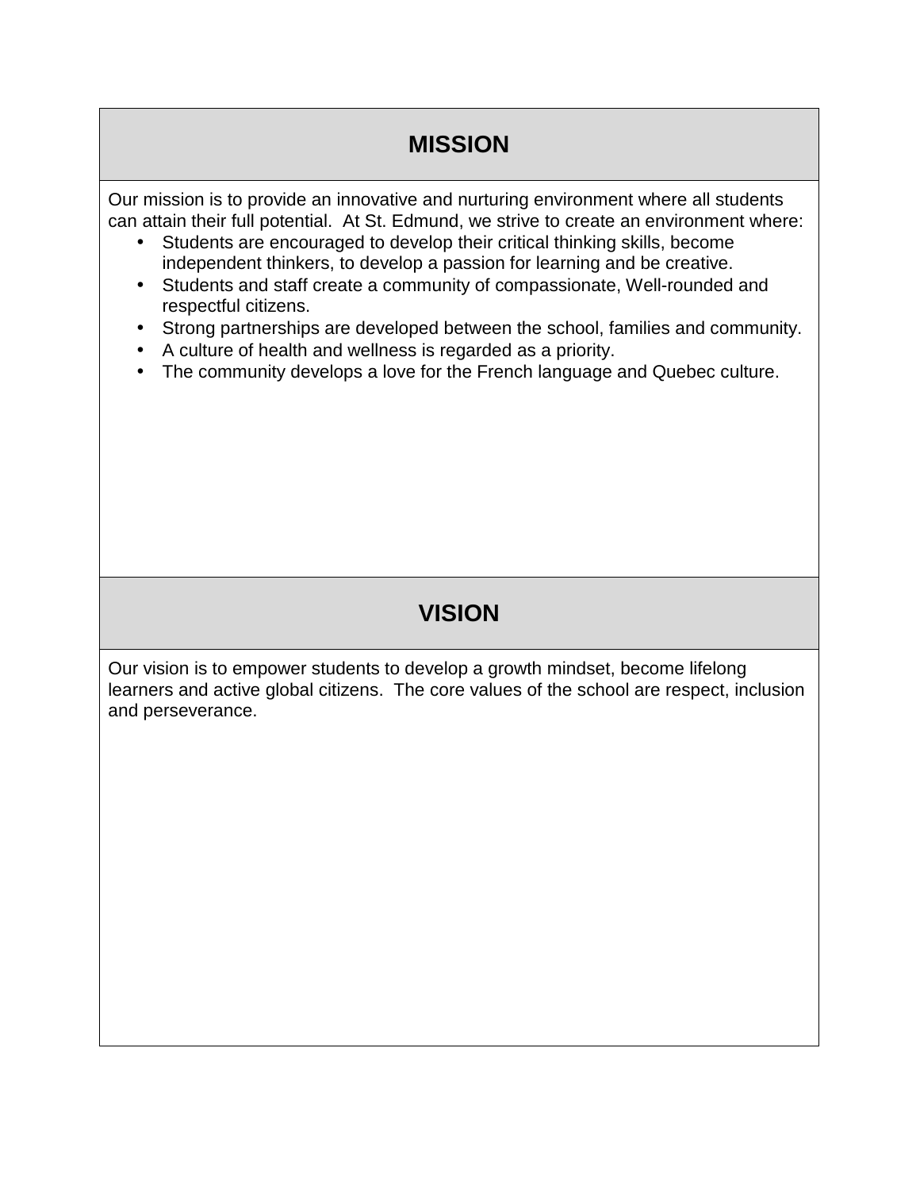## MISSION

Our mission is to provide an innovative and nurturing environment where all students can attain their full potential. At St. Edmund, we strive to create an environment where:

- Students are encouraged to develop their critical thinking skills, become independent thinkers, to develop a passion for learning and be creative.
- Students and staff create a community of compassionate, Well-rounded and respectful citizens.
- Strong partnerships are developed between the school, families and community.
- A culture of health and wellness is regarded as a priority.
- The community develops a love for the French language and Quebec culture.

## VISION

Our vision is to empower students to develop a growth mindset, become lifelong learners and active global citizens. The core values of the school are respect, inclusion and perseverance.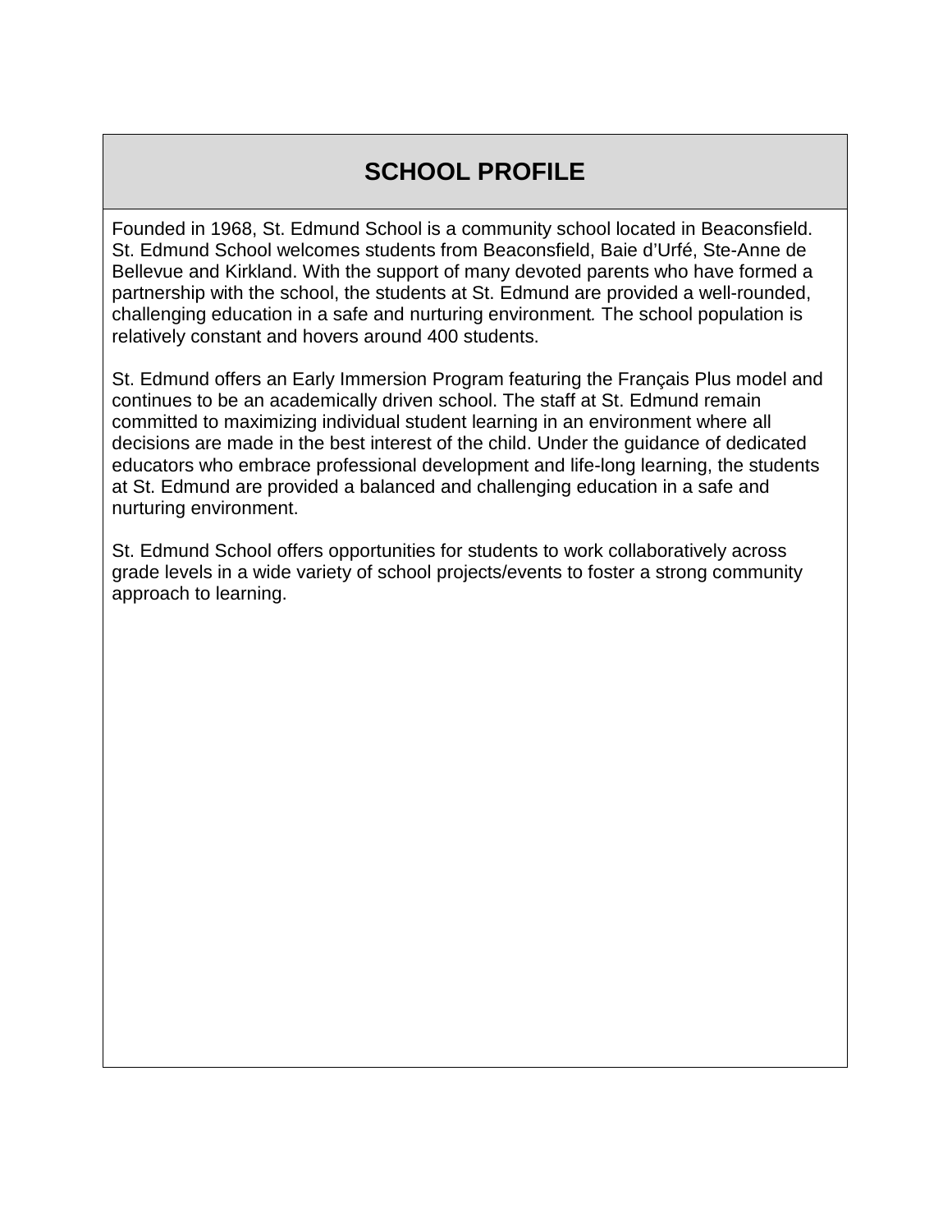## SCHOOL PROFILE

Founded in 1968, St. Edmund School is a community school located in Beaconsfield. St. Edmund School welcomes students from Beaconsfield, Baie d'Urfé, Ste-Anne de Bellevue and Kirkland. With the support of many devoted parents who have formed a partnership with the school, the students at St. Edmund are provided a well-rounded, challenging education in a safe and nurturing environment. The school population is relatively constant and hovers around 400 students.

St. Edmund offers an Early Immersion Program featuring the Français Plus model and continues to be an academically driven school. The staff at St. Edmund remain committed to maximizing individual student learning in an environment where all decisions are made in the best interest of the child. Under the guidance of dedicated educators who embrace professional development and life-long learning, the students at St. Edmund are provided a balanced and challenging education in a safe and nurturing environment.

St. Edmund School offers opportunities for students to work collaboratively across grade levels in a wide variety of school projects/events to foster a strong community approach to learning.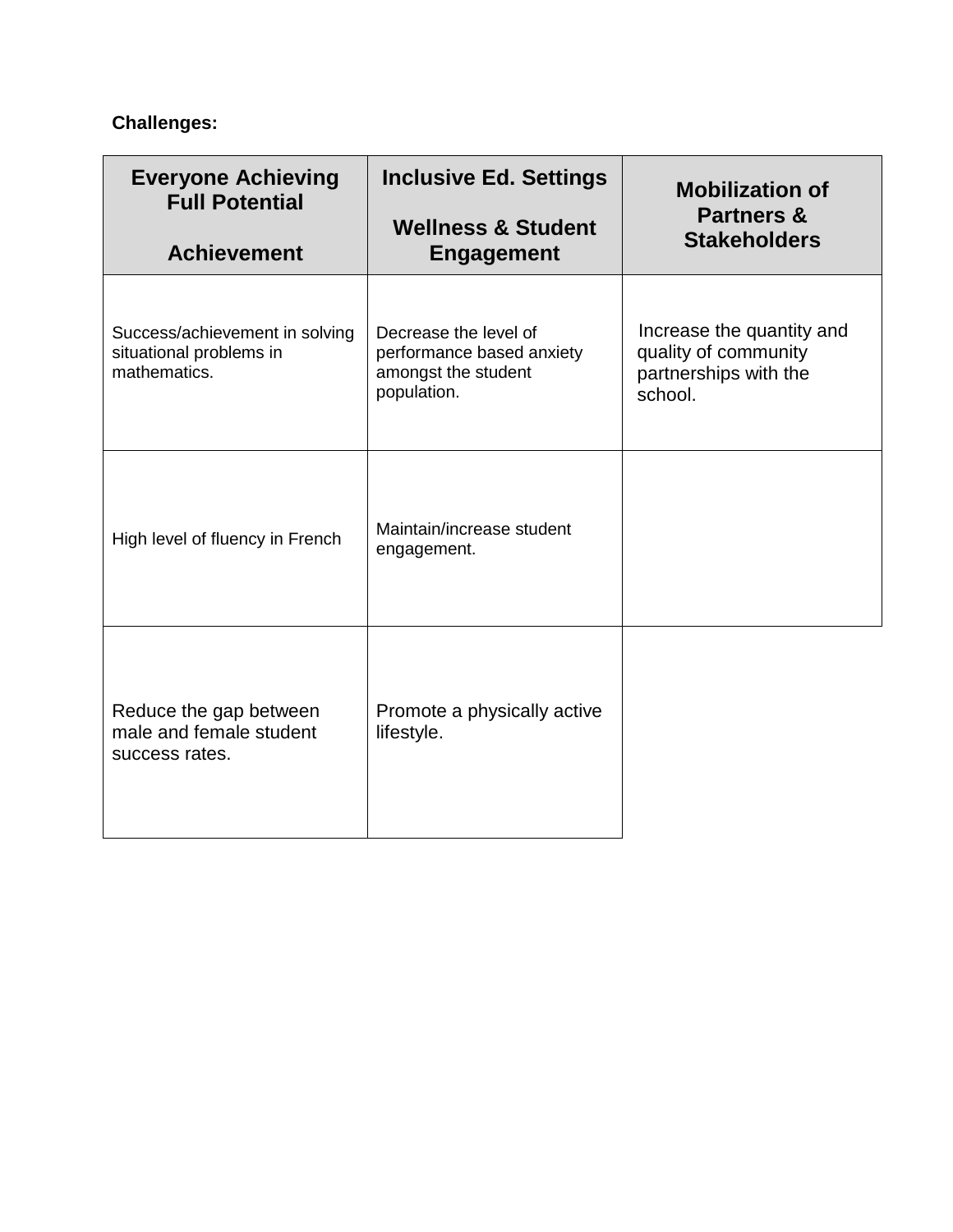**Challenges:**

| Everyone Achieving Full Potential<br><br>Achievement | Inclusive Ed. Settings<br><br>Wellness & Student Engagement | Mobilization of Partners & Stakeholders |
|---|---|---|
| Success/achievement in solving situational problems in mathematics. | Decrease the level of performance based anxiety amongst the student population. | Increase the quantity and quality of community partnerships with the school. |
| High level of fluency in French | Maintain/increase student engagement. | |
| Reduce the gap between male and female student success rates. | Promote a physically active lifestyle. | |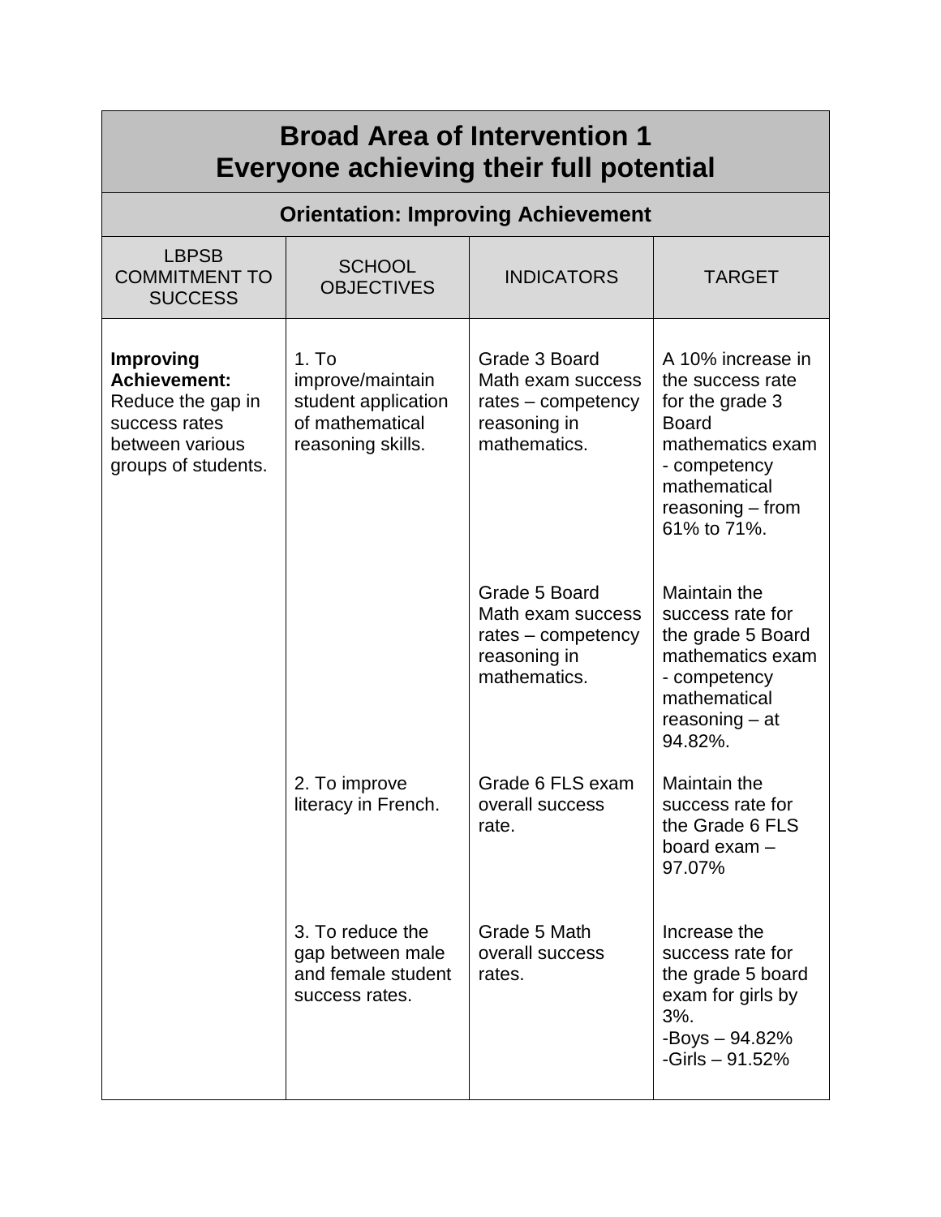| **Broad Area of Intervention 1 Everyone achieving their full potential** | | | |
|---|---|---|---|
| **Orientation: Improving Achievement** | | | |
| LBPSB COMMITMENT TO SUCCESS | SCHOOL OBJECTIVES | INDICATORS | TARGET |
| **Improving Achievement:** Reduce the gap in success rates between various groups of students. | 1. To improve/maintain student application of mathematical reasoning skills. | Grade 3 Board Math exam success rates – competency reasoning in mathematics. | A 10% increase in the success rate for the grade 3 Board mathematics exam - competency mathematical reasoning – from 61% to 71%. |
| | | Grade 5 Board Math exam success rates – competency reasoning in mathematics. | Maintain the success rate for the grade 5 Board mathematics exam - competency mathematical reasoning – at 94.82%. |
| | 2. To improve literacy in French. | Grade 6 FLS exam overall success rate. | Maintain the success rate for the Grade 6 FLS board exam – 97.07% |
| | 3. To reduce the gap between male and female student success rates. | Grade 5 Math overall success rates. | Increase the success rate for the grade 5 board exam for girls by 3%. -Boys – 94.82% -Girls – 91.52% |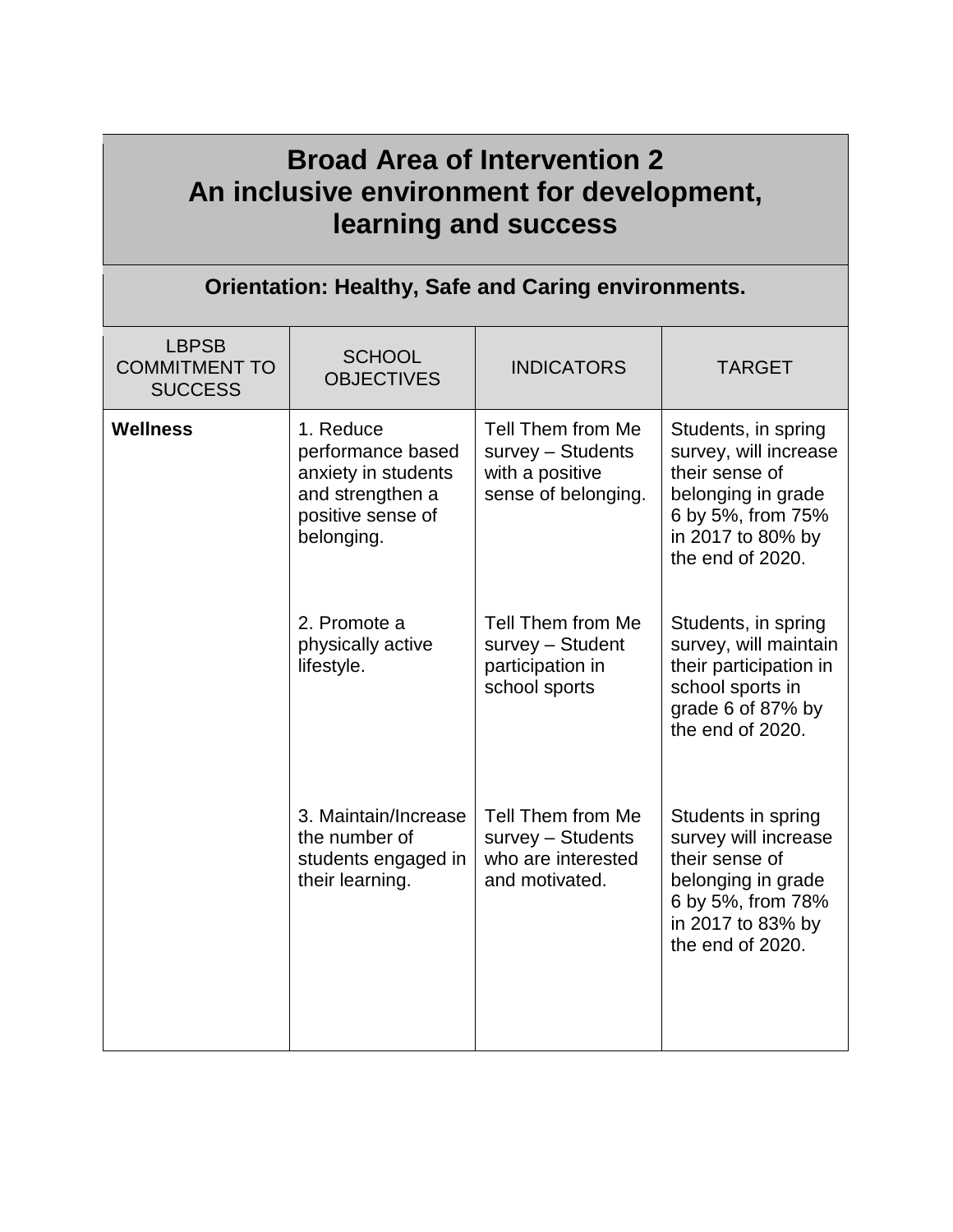## Broad Area of Intervention 2
## An inclusive environment for development, learning and success

### Orientation: Healthy, Safe and Caring environments.

| LBPSB COMMITMENT TO SUCCESS | SCHOOL OBJECTIVES | INDICATORS | TARGET |
|---|---|---|---|
| **Wellness** | 1. Reduce performance based anxiety in students and strengthen a positive sense of belonging. | Tell Them from Me survey – Students with a positive sense of belonging. | Students, in spring survey, will increase their sense of belonging in grade 6 by 5%, from 75% in 2017 to 80% by the end of 2020. |
| | 2. Promote a physically active lifestyle. | Tell Them from Me survey – Student participation in school sports | Students, in spring survey, will maintain their participation in school sports in grade 6 of 87% by the end of 2020. |
| | 3. Maintain/Increase the number of students engaged in their learning. | Tell Them from Me survey – Students who are interested and motivated. | Students in spring survey will increase their sense of belonging in grade 6 by 5%, from 78% in 2017 to 83% by the end of 2020. |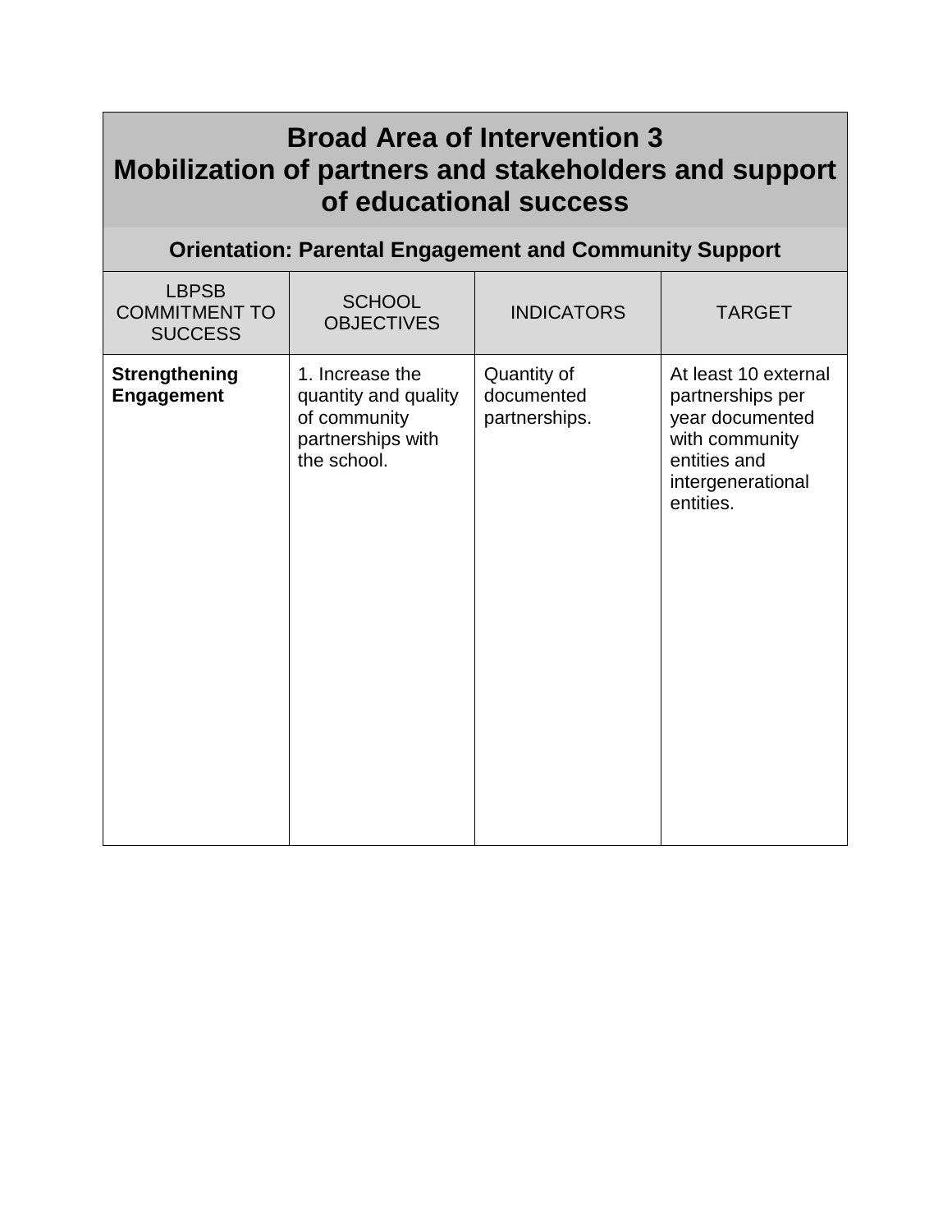| Broad Area of Intervention 3<br>Mobilization of partners and stakeholders and support of educational success | | | |
|---|---|---|---|
| **Orientation: Parental Engagement and Community Support** | | | |
| LBPSB COMMITMENT TO SUCCESS | SCHOOL OBJECTIVES | INDICATORS | TARGET |
| **Strengthening Engagement** | 1. Increase the quantity and quality of community partnerships with the school. | Quantity of documented partnerships. | At least 10 external partnerships per year documented with community entities and intergenerational entities. |